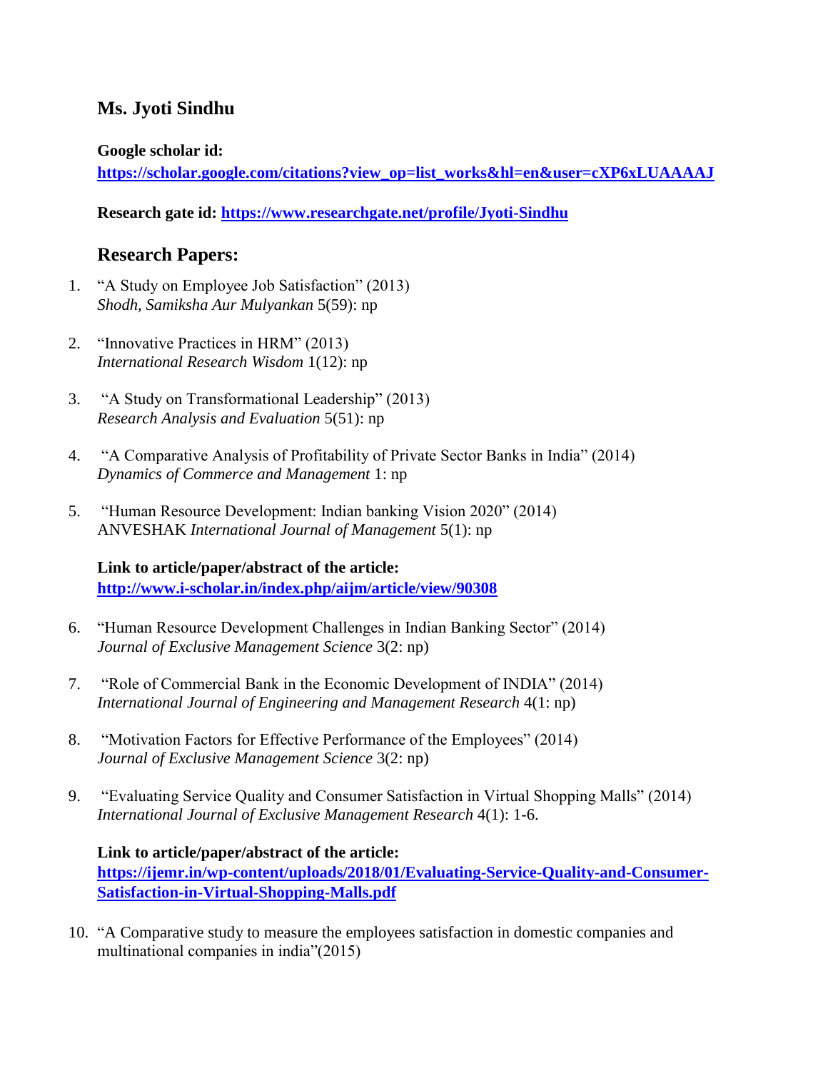## Ms. Jyoti Sindhu

**Google scholar id:**
**https://scholar.google.com/citations?view_op=list_works&hl=en&user=cXP6xLUAAAAJ**

**Research gate id: https://www.researchgate.net/profile/Jyoti-Sindhu**

## Research Papers:

1. "A Study on Employee Job Satisfaction" (2013)
   *Shodh, Samiksha Aur Mulyankan* 5(59): np

2. "Innovative Practices in HRM" (2013)
   *International Research Wisdom* 1(12): np

3. "A Study on Transformational Leadership" (2013)
   *Research Analysis and Evaluation* 5(51): np

4. "A Comparative Analysis of Profitability of Private Sector Banks in India" (2014)
   *Dynamics of Commerce and Management* 1: np

5. "Human Resource Development: Indian banking Vision 2020" (2014)
   ANVESHAK *International Journal of Management* 5(1): np

   **Link to article/paper/abstract of the article:**
   **http://www.i-scholar.in/index.php/aijm/article/view/90308**

6. "Human Resource Development Challenges in Indian Banking Sector" (2014)
   *Journal of Exclusive Management Science* 3(2: np)

7. "Role of Commercial Bank in the Economic Development of INDIA" (2014)
   *International Journal of Engineering and Management Research* 4(1: np)

8. "Motivation Factors for Effective Performance of the Employees" (2014)
   *Journal of Exclusive Management Science* 3(2: np)

9. "Evaluating Service Quality and Consumer Satisfaction in Virtual Shopping Malls" (2014)
   *International Journal of Exclusive Management Research* 4(1): 1-6.

   **Link to article/paper/abstract of the article:**
   **https://ijemr.in/wp-content/uploads/2018/01/Evaluating-Service-Quality-and-Consumer-Satisfaction-in-Virtual-Shopping-Malls.pdf**

10. "A Comparative study to measure the employees satisfaction in domestic companies and multinational companies in india"(2015)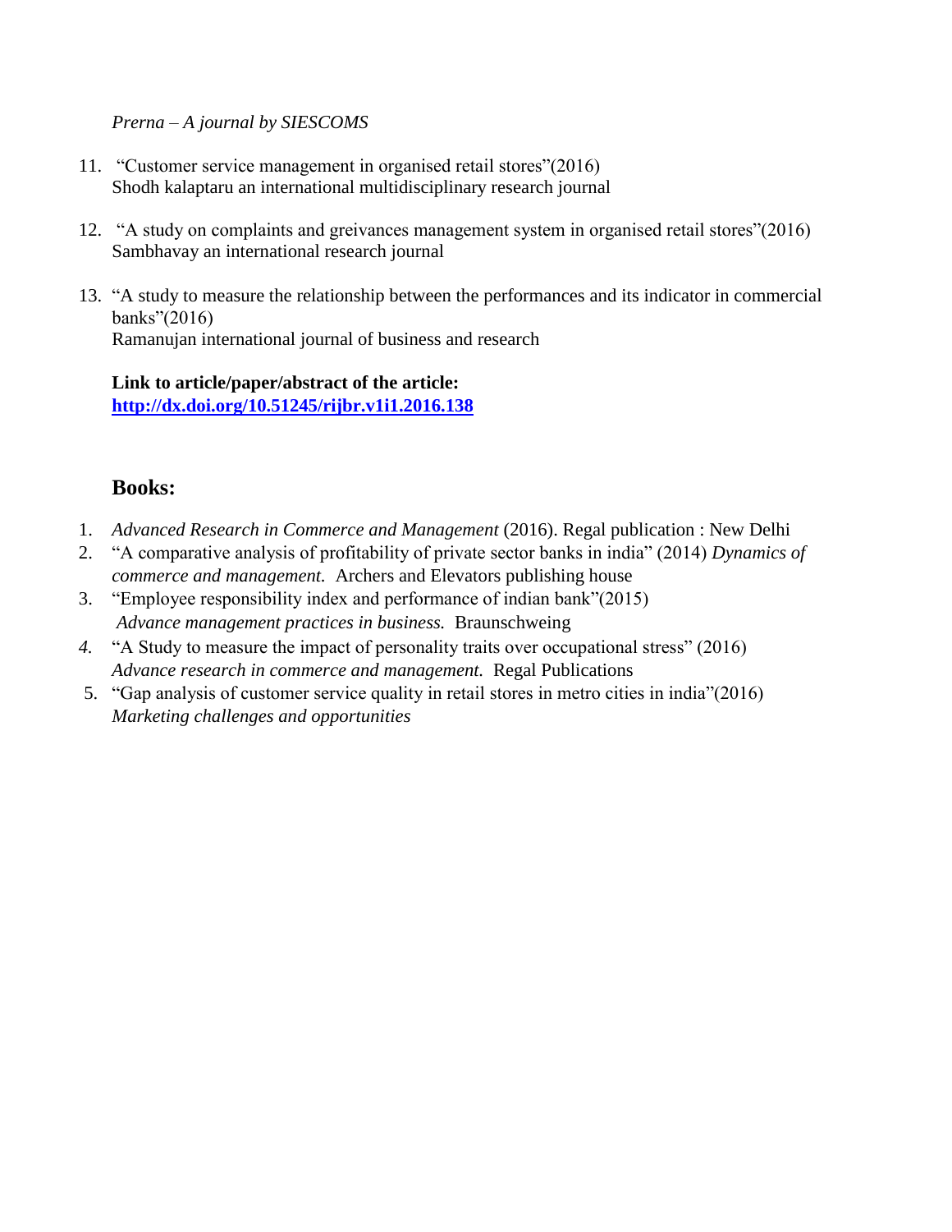*Prerna – A journal by SIESCOMS*

11. "Customer service management in organised retail stores"(2016)
    Shodh kalaptaru an international multidisciplinary research journal

12. "A study on complaints and greivances management system in organised retail stores"(2016)
    Sambhavay an international research journal

13. "A study to measure the relationship between the performances and its indicator in commercial banks"(2016)
    Ramanujan international journal of business and research

    **Link to article/paper/abstract of the article:**
    **[http://dx.doi.org/10.51245/rijbr.v1i1.2016.138](http://dx.doi.org/10.51245/rijbr.v1i1.2016.138)**

## Books:

1. *Advanced Research in Commerce and Management* (2016). Regal publication : New Delhi
2. "A comparative analysis of profitability of private sector banks in india" (2014) *Dynamics of commerce and management.* Archers and Elevators publishing house
3. "Employee responsibility index and performance of indian bank"(2015) *Advance management practices in business.* Braunschweing
4. "A Study to measure the impact of personality traits over occupational stress" (2016) *Advance research in commerce and management.* Regal Publications
5. "Gap analysis of customer service quality in retail stores in metro cities in india"(2016) *Marketing challenges and opportunities*